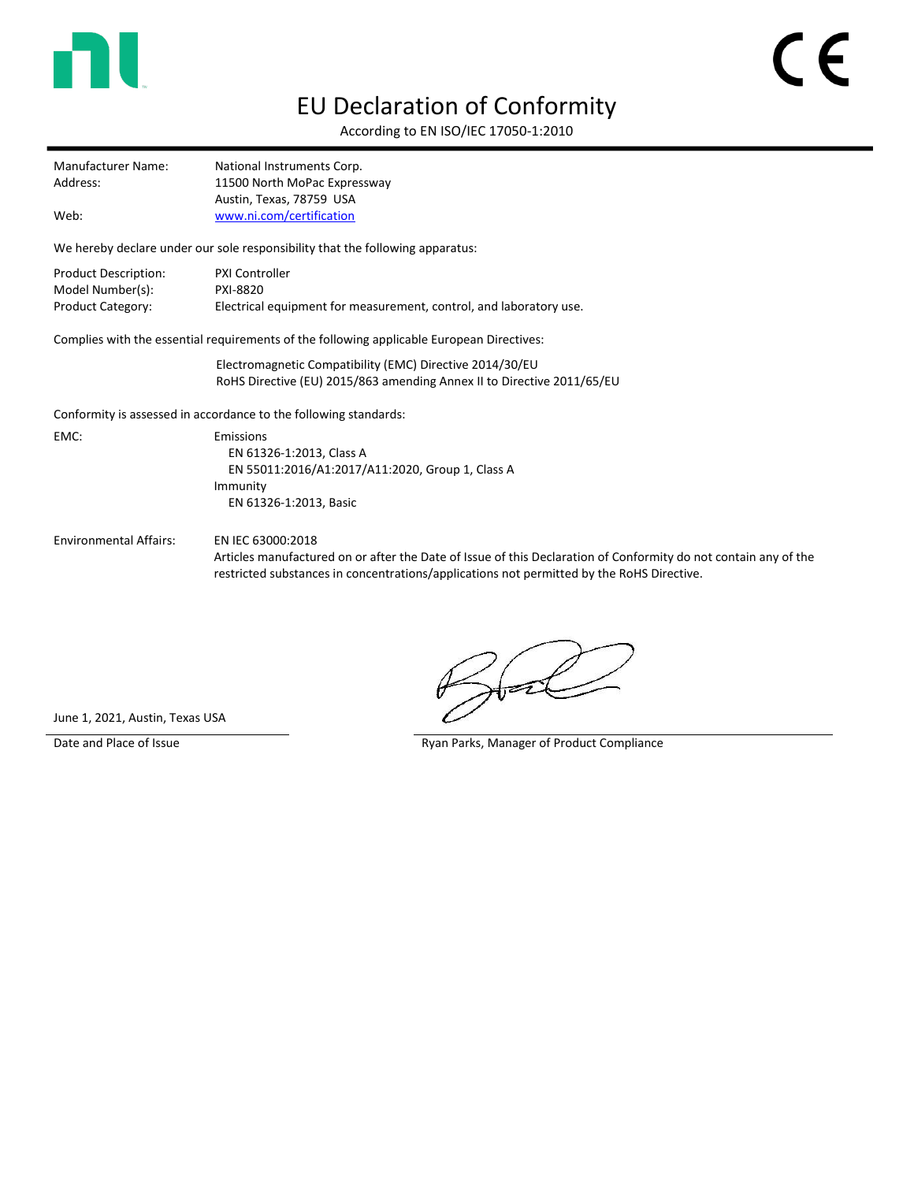# EU Declaration of Conformity

According to EN ISO/IEC 17050-1:2010

| | |
|---|---|
| Manufacturer Name: | National Instruments Corp. |
| Address: | 11500 North MoPac Expressway<br>Austin, Texas, 78759 USA |
| Web: | www.ni.com/certification |

We hereby declare under our sole responsibility that the following apparatus:

| | |
|---|---|
| Product Description: | PXI Controller |
| Model Number(s): | PXI-8820 |
| Product Category: | Electrical equipment for measurement, control, and laboratory use. |

Complies with the essential requirements of the following applicable European Directives:

Electromagnetic Compatibility (EMC) Directive 2014/30/EU
RoHS Directive (EU) 2015/863 amending Annex II to Directive 2011/65/EU

Conformity is assessed in accordance to the following standards:

EMC:

- Emissions
  - EN 61326-1:2013, Class A
  - EN 55011:2016/A1:2017/A11:2020, Group 1, Class A
- Immunity
  - EN 61326-1:2013, Basic

Environmental Affairs:

EN IEC 63000:2018
Articles manufactured on or after the Date of Issue of this Declaration of Conformity do not contain any of the restricted substances in concentrations/applications not permitted by the RoHS Directive.

June 1, 2021, Austin, Texas USA
Date and Place of Issue

Ryan Parks, Manager of Product Compliance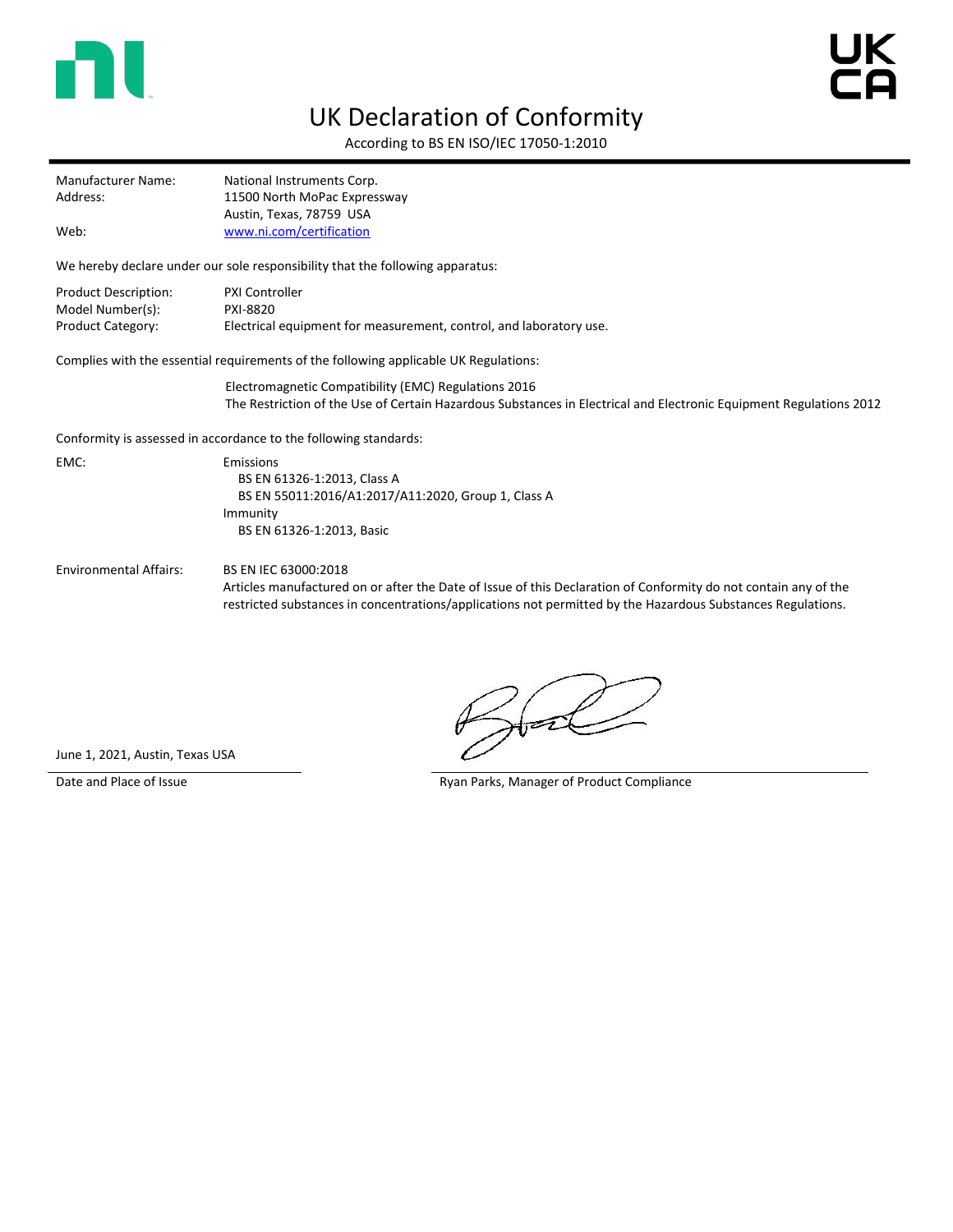# UK Declaration of Conformity

According to BS EN ISO/IEC 17050-1:2010

| | |
|---|---|
| Manufacturer Name: | National Instruments Corp. |
| Address: | 11500 North MoPac Expressway<br>Austin, Texas, 78759 USA |
| Web: | www.ni.com/certification |

We hereby declare under our sole responsibility that the following apparatus:

| | |
|---|---|
| Product Description: | PXI Controller |
| Model Number(s): | PXI-8820 |
| Product Category: | Electrical equipment for measurement, control, and laboratory use. |

Complies with the essential requirements of the following applicable UK Regulations:

Electromagnetic Compatibility (EMC) Regulations 2016
The Restriction of the Use of Certain Hazardous Substances in Electrical and Electronic Equipment Regulations 2012

Conformity is assessed in accordance to the following standards:

EMC:

- Emissions
  - BS EN 61326-1:2013, Class A
  - BS EN 55011:2016/A1:2017/A11:2020, Group 1, Class A
- Immunity
  - BS EN 61326-1:2013, Basic

Environmental Affairs: BS EN IEC 63000:2018
Articles manufactured on or after the Date of Issue of this Declaration of Conformity do not contain any of the restricted substances in concentrations/applications not permitted by the Hazardous Substances Regulations.

June 1, 2021, Austin, Texas USA

Date and Place of Issue

Ryan Parks, Manager of Product Compliance